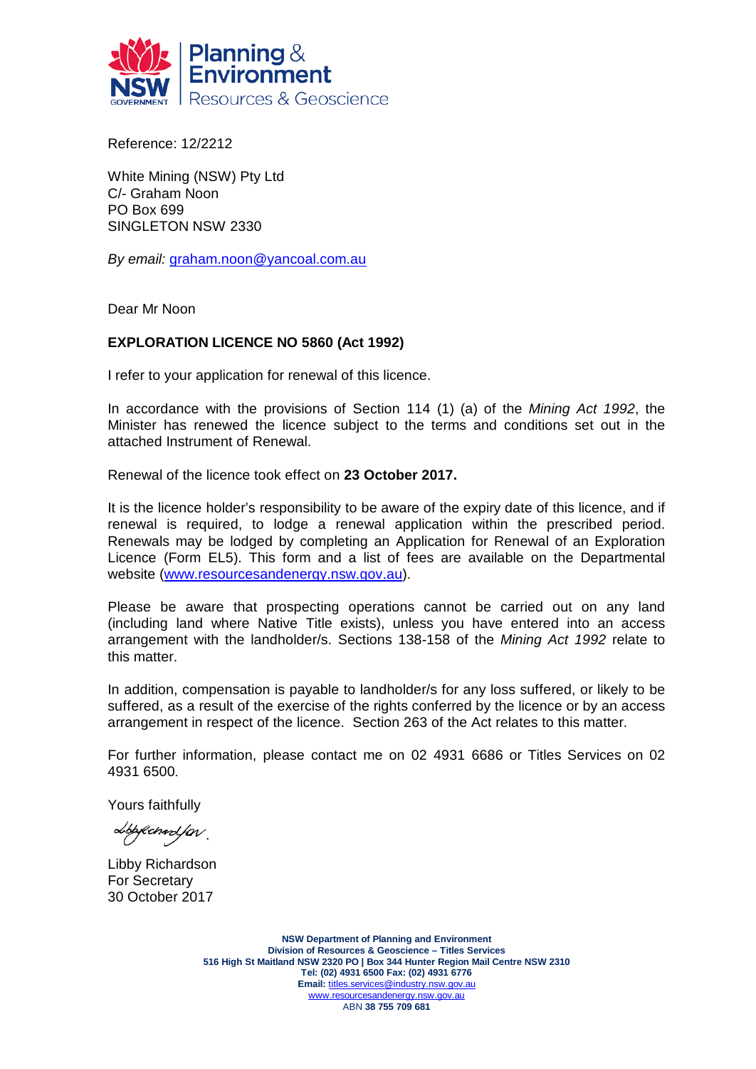Planning & Environment
Resources & Geoscience

Reference: 12/2212

White Mining (NSW) Pty Ltd
C/- Graham Noon
PO Box 699
SINGLETON NSW 2330

*By email:* graham.noon@yancoal.com.au

Dear Mr Noon

**EXPLORATION LICENCE NO 5860 (Act 1992)**

I refer to your application for renewal of this licence.

In accordance with the provisions of Section 114 (1) (a) of the *Mining Act 1992*, the Minister has renewed the licence subject to the terms and conditions set out in the attached Instrument of Renewal.

Renewal of the licence took effect on **23 October 2017.**

It is the licence holder's responsibility to be aware of the expiry date of this licence, and if renewal is required, to lodge a renewal application within the prescribed period. Renewals may be lodged by completing an Application for Renewal of an Exploration Licence (Form EL5). This form and a list of fees are available on the Departmental website (www.resourcesandenergy.nsw.gov.au).

Please be aware that prospecting operations cannot be carried out on any land (including land where Native Title exists), unless you have entered into an access arrangement with the landholder/s. Sections 138-158 of the *Mining Act 1992* relate to this matter.

In addition, compensation is payable to landholder/s for any loss suffered, or likely to be suffered, as a result of the exercise of the rights conferred by the licence or by an access arrangement in respect of the licence. Section 263 of the Act relates to this matter.

For further information, please contact me on 02 4931 6686 or Titles Services on 02 4931 6500.

Yours faithfully

Libby Richardson
For Secretary
30 October 2017

**NSW Department of Planning and Environment**
**Division of Resources & Geoscience – Titles Services**
**516 High St Maitland NSW 2320 PO | Box 344 Hunter Region Mail Centre NSW 2310**
**Tel: (02) 4931 6500 Fax: (02) 4931 6776**
**Email:** titles.services@industry.nsw.gov.au
www.resourcesandenergy.nsw.gov.au
ABN **38 755 709 681**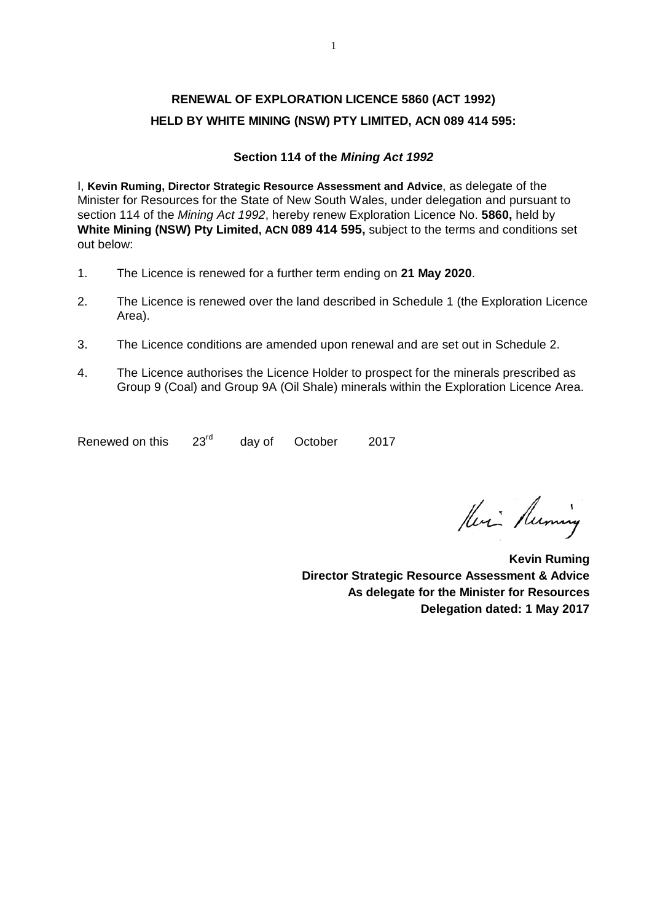# RENEWAL OF EXPLORATION LICENCE 5860 (ACT 1992)
# HELD BY WHITE MINING (NSW) PTY LIMITED, ACN 089 414 595:

### Section 114 of the *Mining Act 1992*

I, **Kevin Ruming, Director Strategic Resource Assessment and Advice**, as delegate of the Minister for Resources for the State of New South Wales, under delegation and pursuant to section 114 of the *Mining Act 1992*, hereby renew Exploration Licence No. **5860,** held by **White Mining (NSW) Pty Limited, ACN 089 414 595,** subject to the terms and conditions set out below:

1. The Licence is renewed for a further term ending on **21 May 2020**.
2. The Licence is renewed over the land described in Schedule 1 (the Exploration Licence Area).
3. The Licence conditions are amended upon renewal and are set out in Schedule 2.
4. The Licence authorises the Licence Holder to prospect for the minerals prescribed as Group 9 (Coal) and Group 9A (Oil Shale) minerals within the Exploration Licence Area.

Renewed on this 23rd day of October 2017

**Kevin Ruming**
**Director Strategic Resource Assessment & Advice**
**As delegate for the Minister for Resources**
**Delegation dated: 1 May 2017**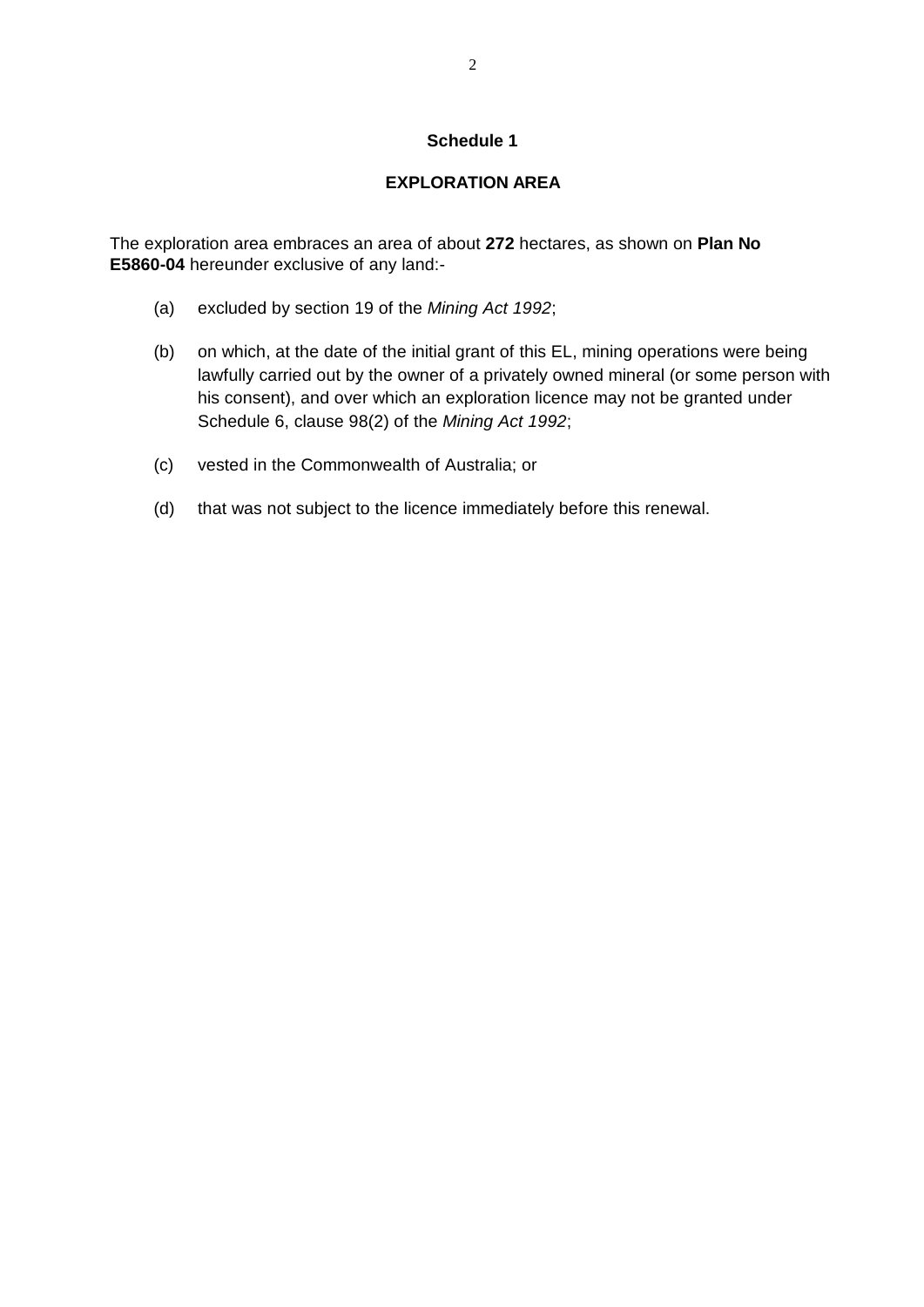## Schedule 1

## EXPLORATION AREA

The exploration area embraces an area of about **272** hectares, as shown on **Plan No E5860-04** hereunder exclusive of any land:-

(a) excluded by section 19 of the *Mining Act 1992*;

(b) on which, at the date of the initial grant of this EL, mining operations were being lawfully carried out by the owner of a privately owned mineral (or some person with his consent), and over which an exploration licence may not be granted under Schedule 6, clause 98(2) of the *Mining Act 1992*;

(c) vested in the Commonwealth of Australia; or

(d) that was not subject to the licence immediately before this renewal.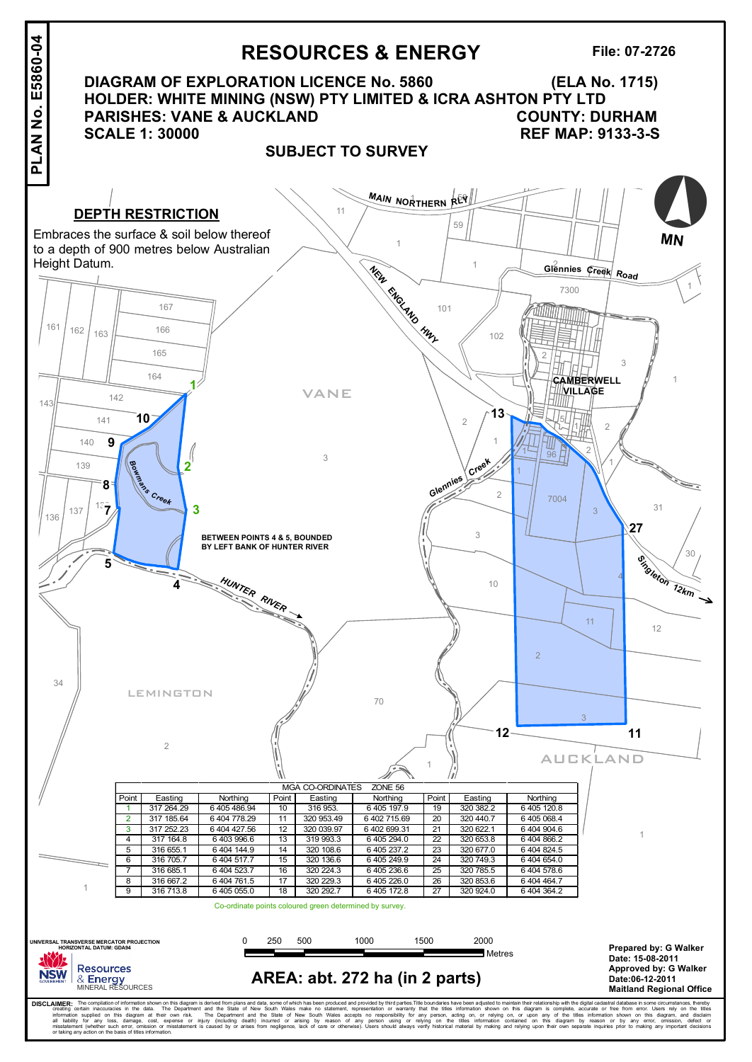PLAN No. E5860-04

# RESOURCES & ENERGY

**File: 07-2726**

## DIAGRAM OF EXPLORATION LICENCE No. 5860 (ELA No. 1715)

**HOLDER: WHITE MINING (NSW) PTY LIMITED & ICRA ASHTON PTY LTD**

**PARISHES: VANE & AUCKLAND** **COUNTY: DURHAM**

**SCALE 1: 30000** **REF MAP: 9133-3-S**

**SUBJECT TO SURVEY**

### DEPTH RESTRICTION

Embraces the surface & soil below thereof to a depth of 900 metres below Australian Height Datum.

BETWEEN POINTS 4 & 5, BOUNDED BY LEFT BANK OF HUNTER RIVER

| MGA CO-ORDINATES ZONE 56 | | | | | | | | |
|---|---|---|---|---|---|---|---|---|
| Point | Easting | Northing | Point | Easting | Northing | Point | Easting | Northing |
| 1 | 317 264.29 | 6 405 486.94 | 10 | 316 953. | 6 405 197.9 | 19 | 320 382.2 | 6 405 120.8 |
| 2 | 317 185.64 | 6 404 778.29 | 11 | 320 953.49 | 6 402 715.69 | 20 | 320 440.7 | 6 405 068.4 |
| 3 | 317 252.23 | 6 404 427.56 | 12 | 320 039.97 | 6 402 699.31 | 21 | 320 622.1 | 6 404 904.6 |
| 4 | 317 164.8 | 6 403 996.6 | 13 | 319 993.3 | 6 405 294.0 | 22 | 320 653.8 | 6 404 866.2 |
| 5 | 316 655.1 | 6 404 144.9 | 14 | 320 108.6 | 6 405 237.2 | 23 | 320 677.0 | 6 404 824.5 |
| 6 | 316 705.7 | 6 404 517.7 | 15 | 320 136.6 | 6 405 249.9 | 24 | 320 749.3 | 6 404 654.0 |
| 7 | 316 685.1 | 6 404 523.7 | 16 | 320 224.3 | 6 405 236.6 | 25 | 320 785.5 | 6 404 578.6 |
| 8 | 316 667.2 | 6 404 761.5 | 17 | 320 229.3 | 6 405 226.0 | 26 | 320 853.6 | 6 404 464.7 |
| 9 | 316 713.8 | 6 405 055.0 | 18 | 320 292.7 | 6 405 172.8 | 27 | 320 924.0 | 6 404 364.2 |

Co-ordinate points coloured green determined by survey.

UNIVERSAL TRANSVERSE MERCATOR PROJECTION
HORIZONTAL DATUM: GDA94

Resources & Energy
MINERAL RESOURCES

0 250 500 1000 1500 2000 Metres

**AREA: abt. 272 ha (in 2 parts)**

**Prepared by: G Walker**
**Date: 15-08-2011**
**Approved by: G Walker**
**Date:06-12-2011**
**Maitland Regional Office**

**DISCLAIMER:** The compilation of information shown on this diagram is derived from plans and data, some of which has been produced and provided by third parties.Title boundaries have been adjusted to maintain their relationship with the digital cadastral database in some circumstances, thereby creating certain inaccuracies in the data. The Department and the State of New South Wales make no statement, representation or warranty that the titles information shown on this diagram is complete, accurate or free from error. Users rely on the titles information supplied on this diagram at their own risk. The Department and the State of New South Wales accepts no responsibility for any person, acting on, or relying on, or upon any of the titles information shown on this diagram, and disclaim all liability for any loss, damage, cost, expense or injury (including death) incurred or arising by reason of any person using or relying on the titles information contained on this diagram by reason or by any error, omission, defect or misstatement (whether such error, omission or misstatement is caused by or arises from negligence, lack of care or otherwise). Users should always verify historical material by making and relying upon their own separate inquiries prior to making any important decisions or taking any action on the basis of titles information.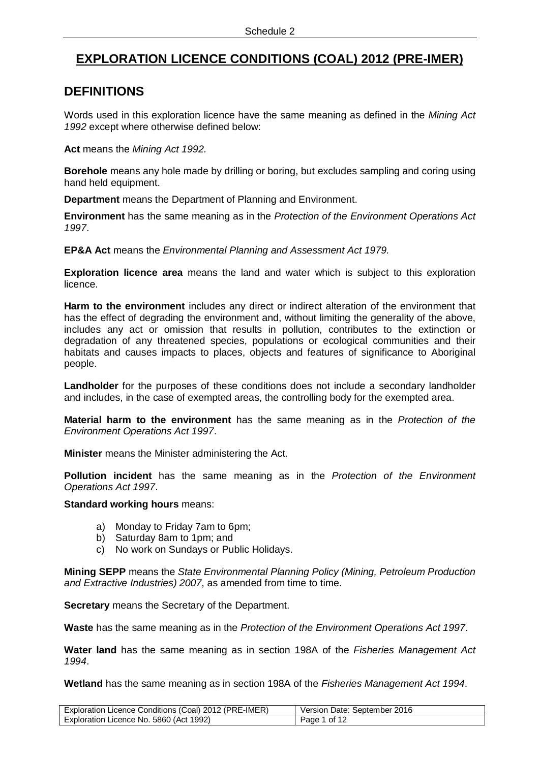# EXPLORATION LICENCE CONDITIONS (COAL) 2012 (PRE-IMER)

## DEFINITIONS

Words used in this exploration licence have the same meaning as defined in the *Mining Act 1992* except where otherwise defined below:

**Act** means the *Mining Act 1992.*

**Borehole** means any hole made by drilling or boring, but excludes sampling and coring using hand held equipment.

**Department** means the Department of Planning and Environment.

**Environment** has the same meaning as in the *Protection of the Environment Operations Act 1997*.

**EP&A Act** means the *Environmental Planning and Assessment Act 1979.*

**Exploration licence area** means the land and water which is subject to this exploration licence.

**Harm to the environment** includes any direct or indirect alteration of the environment that has the effect of degrading the environment and, without limiting the generality of the above, includes any act or omission that results in pollution, contributes to the extinction or degradation of any threatened species, populations or ecological communities and their habitats and causes impacts to places, objects and features of significance to Aboriginal people.

**Landholder** for the purposes of these conditions does not include a secondary landholder and includes, in the case of exempted areas, the controlling body for the exempted area.

**Material harm to the environment** has the same meaning as in the *Protection of the Environment Operations Act 1997*.

**Minister** means the Minister administering the Act.

**Pollution incident** has the same meaning as in the *Protection of the Environment Operations Act 1997*.

**Standard working hours** means:

a) Monday to Friday 7am to 6pm;
b) Saturday 8am to 1pm; and
c) No work on Sundays or Public Holidays.

**Mining SEPP** means the *State Environmental Planning Policy (Mining, Petroleum Production and Extractive Industries) 2007*, as amended from time to time.

**Secretary** means the Secretary of the Department.

**Waste** has the same meaning as in the *Protection of the Environment Operations Act 1997*.

**Water land** has the same meaning as in section 198A of the *Fisheries Management Act 1994*.

**Wetland** has the same meaning as in section 198A of the *Fisheries Management Act 1994*.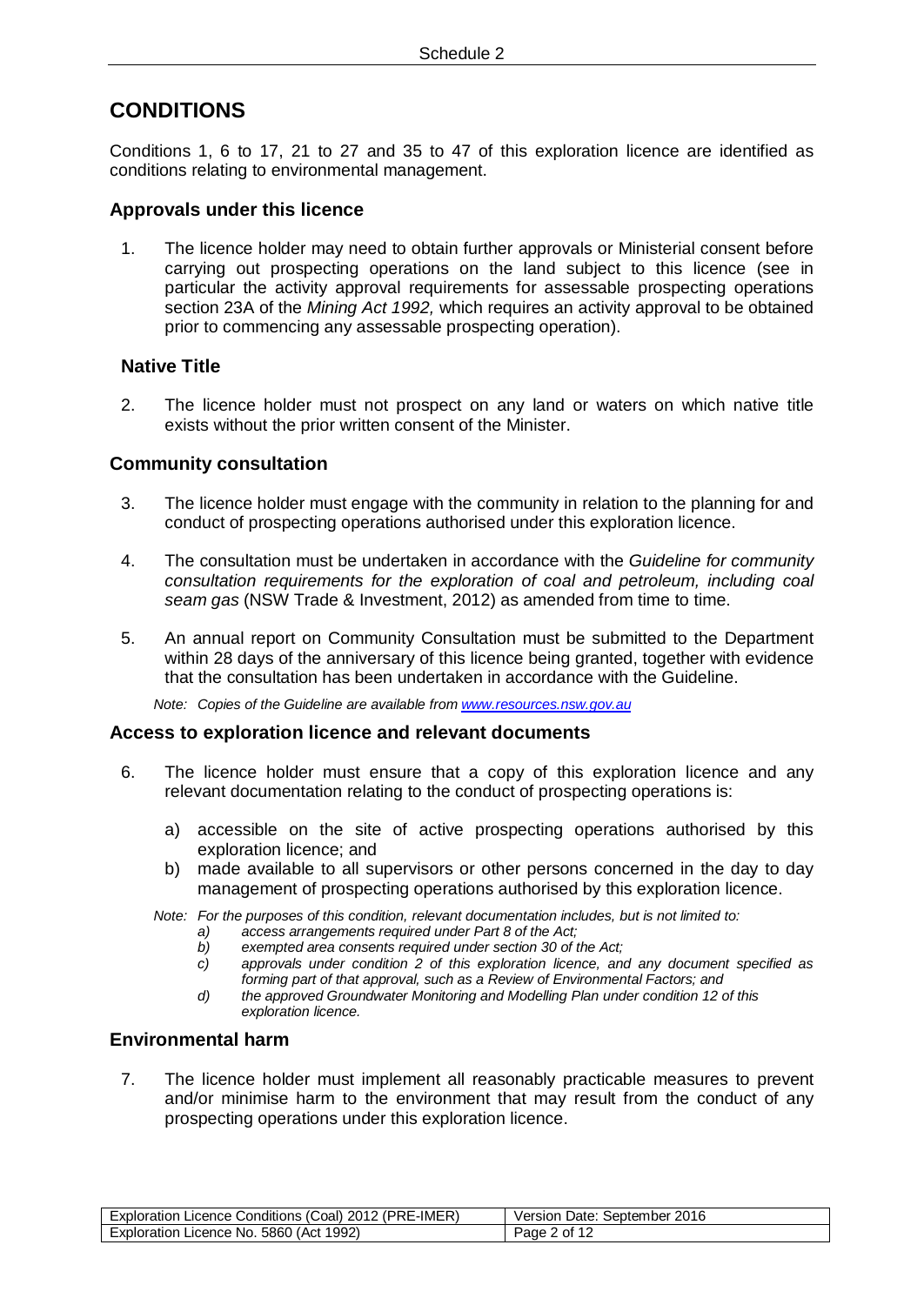# CONDITIONS

Conditions 1, 6 to 17, 21 to 27 and 35 to 47 of this exploration licence are identified as conditions relating to environmental management.

## Approvals under this licence

1. The licence holder may need to obtain further approvals or Ministerial consent before carrying out prospecting operations on the land subject to this licence (see in particular the activity approval requirements for assessable prospecting operations section 23A of the *Mining Act 1992,* which requires an activity approval to be obtained prior to commencing any assessable prospecting operation).

## Native Title

2. The licence holder must not prospect on any land or waters on which native title exists without the prior written consent of the Minister.

## Community consultation

3. The licence holder must engage with the community in relation to the planning for and conduct of prospecting operations authorised under this exploration licence.

4. The consultation must be undertaken in accordance with the *Guideline for community consultation requirements for the exploration of coal and petroleum, including coal seam gas* (NSW Trade & Investment, 2012) as amended from time to time.

5. An annual report on Community Consultation must be submitted to the Department within 28 days of the anniversary of this licence being granted, together with evidence that the consultation has been undertaken in accordance with the Guideline.

*Note: Copies of the Guideline are available from [www.resources.nsw.gov.au](www.resources.nsw.gov.au)*

## Access to exploration licence and relevant documents

6. The licence holder must ensure that a copy of this exploration licence and any relevant documentation relating to the conduct of prospecting operations is:

   a) accessible on the site of active prospecting operations authorised by this exploration licence; and
   b) made available to all supervisors or other persons concerned in the day to day management of prospecting operations authorised by this exploration licence.

*Note: For the purposes of this condition, relevant documentation includes, but is not limited to:*
   *a) access arrangements required under Part 8 of the Act;*
   *b) exempted area consents required under section 30 of the Act;*
   *c) approvals under condition 2 of this exploration licence, and any document specified as forming part of that approval, such as a Review of Environmental Factors; and*
   *d) the approved Groundwater Monitoring and Modelling Plan under condition 12 of this exploration licence.*

## Environmental harm

7. The licence holder must implement all reasonably practicable measures to prevent and/or minimise harm to the environment that may result from the conduct of any prospecting operations under this exploration licence.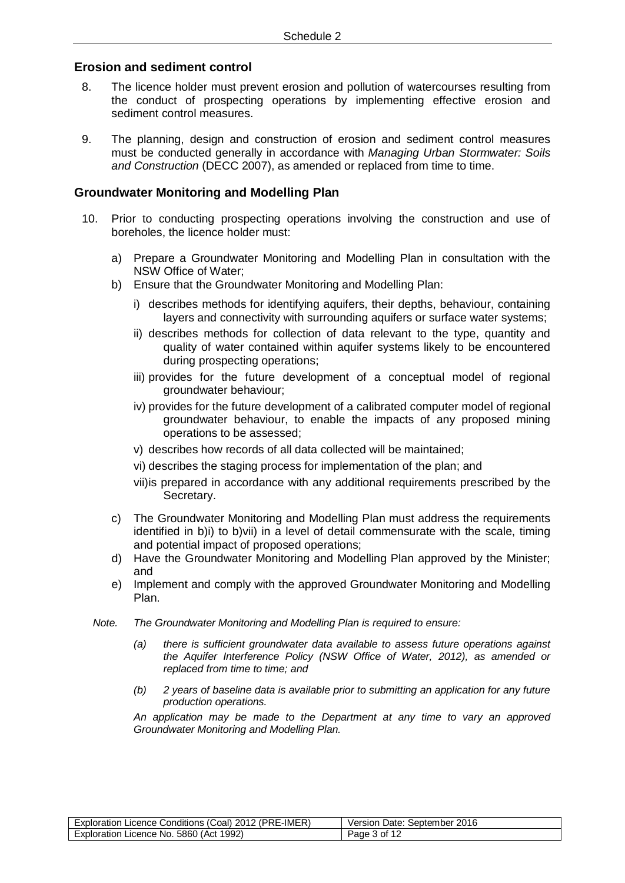## Erosion and sediment control

8. The licence holder must prevent erosion and pollution of watercourses resulting from the conduct of prospecting operations by implementing effective erosion and sediment control measures.

9. The planning, design and construction of erosion and sediment control measures must be conducted generally in accordance with *Managing Urban Stormwater: Soils and Construction* (DECC 2007), as amended or replaced from time to time.

## Groundwater Monitoring and Modelling Plan

10. Prior to conducting prospecting operations involving the construction and use of boreholes, the licence holder must:

    a) Prepare a Groundwater Monitoring and Modelling Plan in consultation with the NSW Office of Water;

    b) Ensure that the Groundwater Monitoring and Modelling Plan:

        i) describes methods for identifying aquifers, their depths, behaviour, containing layers and connectivity with surrounding aquifers or surface water systems;

        ii) describes methods for collection of data relevant to the type, quantity and quality of water contained within aquifer systems likely to be encountered during prospecting operations;

        iii) provides for the future development of a conceptual model of regional groundwater behaviour;

        iv) provides for the future development of a calibrated computer model of regional groundwater behaviour, to enable the impacts of any proposed mining operations to be assessed;

        v) describes how records of all data collected will be maintained;

        vi) describes the staging process for implementation of the plan; and

        vii) is prepared in accordance with any additional requirements prescribed by the Secretary.

    c) The Groundwater Monitoring and Modelling Plan must address the requirements identified in b)i) to b)vii) in a level of detail commensurate with the scale, timing and potential impact of proposed operations;

    d) Have the Groundwater Monitoring and Modelling Plan approved by the Minister; and

    e) Implement and comply with the approved Groundwater Monitoring and Modelling Plan.

*Note. The Groundwater Monitoring and Modelling Plan is required to ensure:*

*(a) there is sufficient groundwater data available to assess future operations against the Aquifer Interference Policy (NSW Office of Water, 2012), as amended or replaced from time to time; and*

*(b) 2 years of baseline data is available prior to submitting an application for any future production operations.*

*An application may be made to the Department at any time to vary an approved Groundwater Monitoring and Modelling Plan.*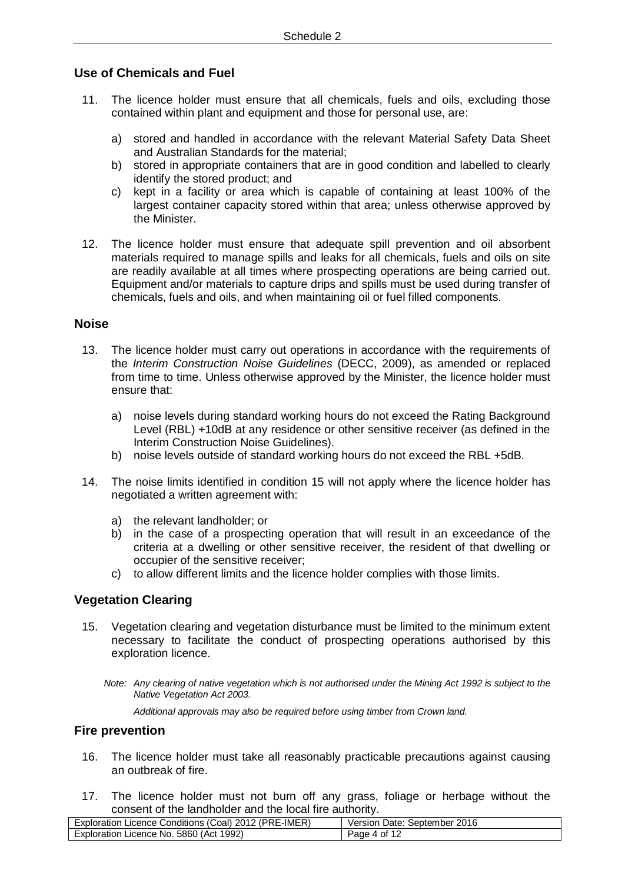## Use of Chemicals and Fuel

11. The licence holder must ensure that all chemicals, fuels and oils, excluding those contained within plant and equipment and those for personal use, are:

    a) stored and handled in accordance with the relevant Material Safety Data Sheet and Australian Standards for the material;
    b) stored in appropriate containers that are in good condition and labelled to clearly identify the stored product; and
    c) kept in a facility or area which is capable of containing at least 100% of the largest container capacity stored within that area; unless otherwise approved by the Minister.

12. The licence holder must ensure that adequate spill prevention and oil absorbent materials required to manage spills and leaks for all chemicals, fuels and oils on site are readily available at all times where prospecting operations are being carried out. Equipment and/or materials to capture drips and spills must be used during transfer of chemicals, fuels and oils, and when maintaining oil or fuel filled components.

## Noise

13. The licence holder must carry out operations in accordance with the requirements of the *Interim Construction Noise Guidelines* (DECC, 2009), as amended or replaced from time to time. Unless otherwise approved by the Minister, the licence holder must ensure that:

    a) noise levels during standard working hours do not exceed the Rating Background Level (RBL) +10dB at any residence or other sensitive receiver (as defined in the Interim Construction Noise Guidelines).
    b) noise levels outside of standard working hours do not exceed the RBL +5dB.

14. The noise limits identified in condition 15 will not apply where the licence holder has negotiated a written agreement with:

    a) the relevant landholder; or
    b) in the case of a prospecting operation that will result in an exceedance of the criteria at a dwelling or other sensitive receiver, the resident of that dwelling or occupier of the sensitive receiver;
    c) to allow different limits and the licence holder complies with those limits.

## Vegetation Clearing

15. Vegetation clearing and vegetation disturbance must be limited to the minimum extent necessary to facilitate the conduct of prospecting operations authorised by this exploration licence.

    *Note: Any clearing of native vegetation which is not authorised under the Mining Act 1992 is subject to the Native Vegetation Act 2003.*

    *Additional approvals may also be required before using timber from Crown land.*

## Fire prevention

16. The licence holder must take all reasonably practicable precautions against causing an outbreak of fire.

17. The licence holder must not burn off any grass, foliage or herbage without the consent of the landholder and the local fire authority.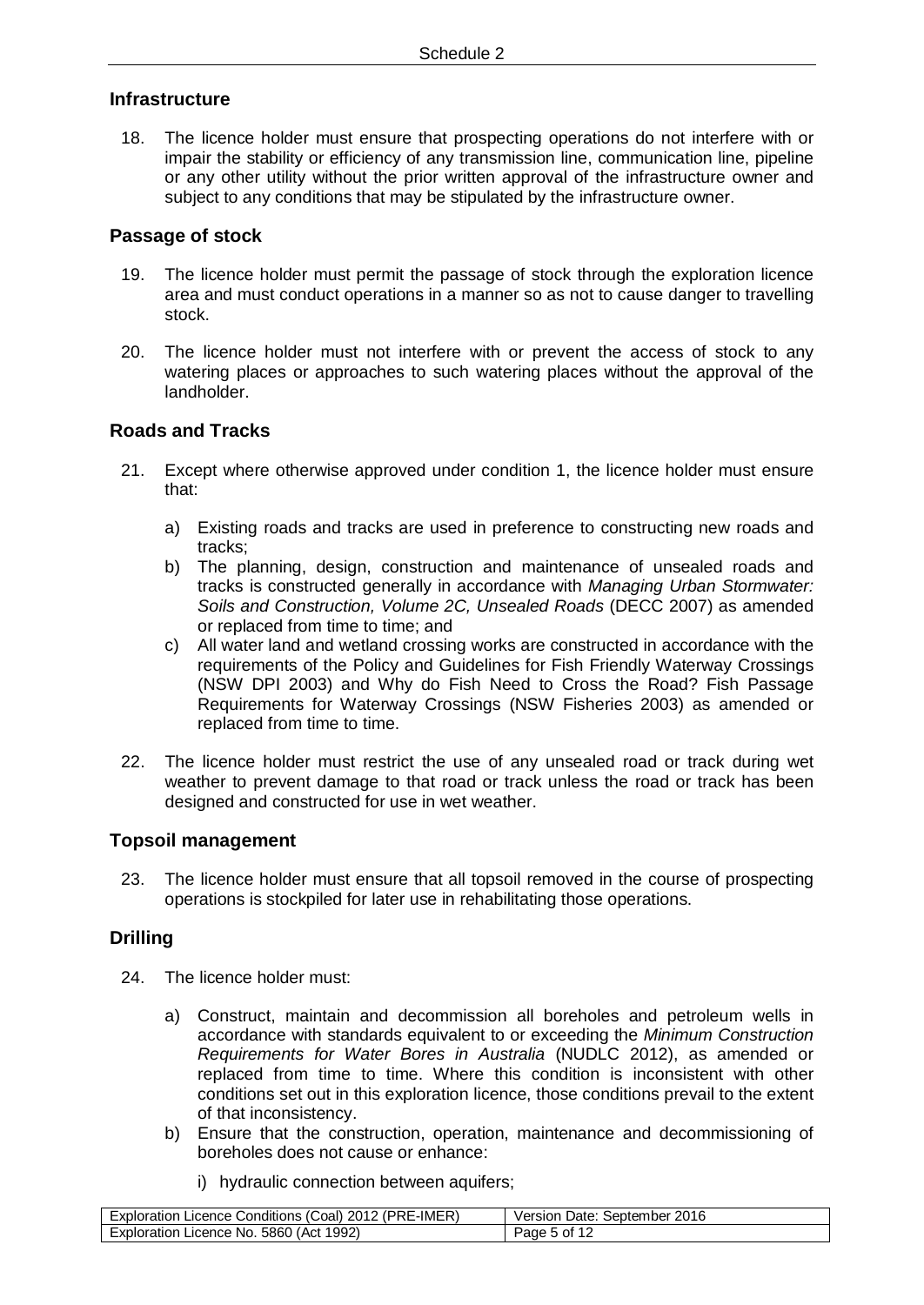## Infrastructure

18. The licence holder must ensure that prospecting operations do not interfere with or impair the stability or efficiency of any transmission line, communication line, pipeline or any other utility without the prior written approval of the infrastructure owner and subject to any conditions that may be stipulated by the infrastructure owner.

## Passage of stock

19. The licence holder must permit the passage of stock through the exploration licence area and must conduct operations in a manner so as not to cause danger to travelling stock.

20. The licence holder must not interfere with or prevent the access of stock to any watering places or approaches to such watering places without the approval of the landholder.

## Roads and Tracks

21. Except where otherwise approved under condition 1, the licence holder must ensure that:

    a) Existing roads and tracks are used in preference to constructing new roads and tracks;
    b) The planning, design, construction and maintenance of unsealed roads and tracks is constructed generally in accordance with *Managing Urban Stormwater: Soils and Construction, Volume 2C, Unsealed Roads* (DECC 2007) as amended or replaced from time to time; and
    c) All water land and wetland crossing works are constructed in accordance with the requirements of the Policy and Guidelines for Fish Friendly Waterway Crossings (NSW DPI 2003) and Why do Fish Need to Cross the Road? Fish Passage Requirements for Waterway Crossings (NSW Fisheries 2003) as amended or replaced from time to time.

22. The licence holder must restrict the use of any unsealed road or track during wet weather to prevent damage to that road or track unless the road or track has been designed and constructed for use in wet weather.

## Topsoil management

23. The licence holder must ensure that all topsoil removed in the course of prospecting operations is stockpiled for later use in rehabilitating those operations.

## Drilling

24. The licence holder must:

    a) Construct, maintain and decommission all boreholes and petroleum wells in accordance with standards equivalent to or exceeding the *Minimum Construction Requirements for Water Bores in Australia* (NUDLC 2012), as amended or replaced from time to time. Where this condition is inconsistent with other conditions set out in this exploration licence, those conditions prevail to the extent of that inconsistency.
    b) Ensure that the construction, operation, maintenance and decommissioning of boreholes does not cause or enhance:

        i) hydraulic connection between aquifers;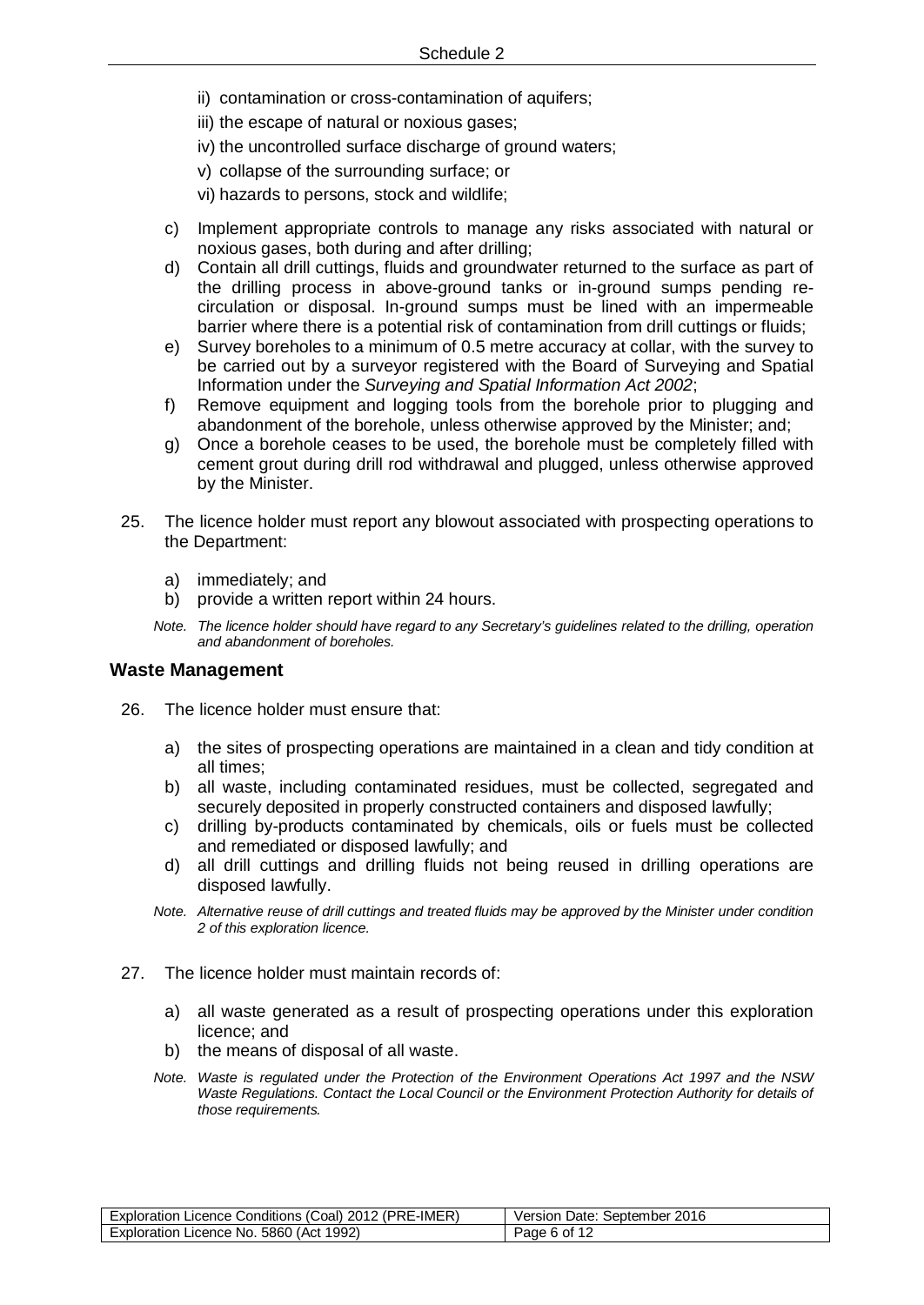ii) contamination or cross-contamination of aquifers;

iii) the escape of natural or noxious gases;

iv) the uncontrolled surface discharge of ground waters;

v) collapse of the surrounding surface; or

vi) hazards to persons, stock and wildlife;

c) Implement appropriate controls to manage any risks associated with natural or noxious gases, both during and after drilling;

d) Contain all drill cuttings, fluids and groundwater returned to the surface as part of the drilling process in above-ground tanks or in-ground sumps pending re-circulation or disposal. In-ground sumps must be lined with an impermeable barrier where there is a potential risk of contamination from drill cuttings or fluids;

e) Survey boreholes to a minimum of 0.5 metre accuracy at collar, with the survey to be carried out by a surveyor registered with the Board of Surveying and Spatial Information under the *Surveying and Spatial Information Act 2002*;

f) Remove equipment and logging tools from the borehole prior to plugging and abandonment of the borehole, unless otherwise approved by the Minister; and;

g) Once a borehole ceases to be used, the borehole must be completely filled with cement grout during drill rod withdrawal and plugged, unless otherwise approved by the Minister.

25. The licence holder must report any blowout associated with prospecting operations to the Department:

a) immediately; and

b) provide a written report within 24 hours.

*Note. The licence holder should have regard to any Secretary's guidelines related to the drilling, operation and abandonment of boreholes.*

## Waste Management

26. The licence holder must ensure that:

a) the sites of prospecting operations are maintained in a clean and tidy condition at all times;

b) all waste, including contaminated residues, must be collected, segregated and securely deposited in properly constructed containers and disposed lawfully;

c) drilling by-products contaminated by chemicals, oils or fuels must be collected and remediated or disposed lawfully; and

d) all drill cuttings and drilling fluids not being reused in drilling operations are disposed lawfully.

*Note. Alternative reuse of drill cuttings and treated fluids may be approved by the Minister under condition 2 of this exploration licence.*

27. The licence holder must maintain records of:

a) all waste generated as a result of prospecting operations under this exploration licence; and

b) the means of disposal of all waste.

*Note. Waste is regulated under the Protection of the Environment Operations Act 1997 and the NSW Waste Regulations. Contact the Local Council or the Environment Protection Authority for details of those requirements.*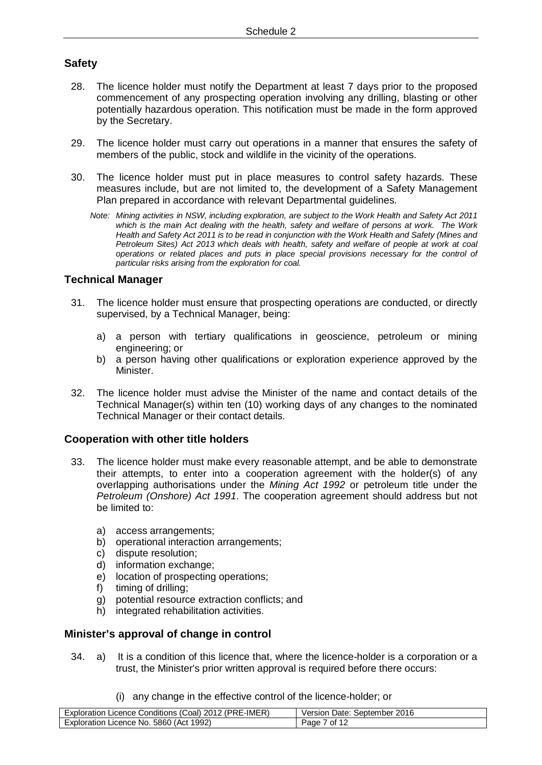## Safety

28. The licence holder must notify the Department at least 7 days prior to the proposed commencement of any prospecting operation involving any drilling, blasting or other potentially hazardous operation. This notification must be made in the form approved by the Secretary.

29. The licence holder must carry out operations in a manner that ensures the safety of members of the public, stock and wildlife in the vicinity of the operations.

30. The licence holder must put in place measures to control safety hazards. These measures include, but are not limited to, the development of a Safety Management Plan prepared in accordance with relevant Departmental guidelines.

    *Note: Mining activities in NSW, including exploration, are subject to the Work Health and Safety Act 2011 which is the main Act dealing with the health, safety and welfare of persons at work. The Work Health and Safety Act 2011 is to be read in conjunction with the Work Health and Safety (Mines and Petroleum Sites) Act 2013 which deals with health, safety and welfare of people at work at coal operations or related places and puts in place special provisions necessary for the control of particular risks arising from the exploration for coal.*

## Technical Manager

31. The licence holder must ensure that prospecting operations are conducted, or directly supervised, by a Technical Manager, being:

    a) a person with tertiary qualifications in geoscience, petroleum or mining engineering; or
    b) a person having other qualifications or exploration experience approved by the Minister.

32. The licence holder must advise the Minister of the name and contact details of the Technical Manager(s) within ten (10) working days of any changes to the nominated Technical Manager or their contact details.

## Cooperation with other title holders

33. The licence holder must make every reasonable attempt, and be able to demonstrate their attempts, to enter into a cooperation agreement with the holder(s) of any overlapping authorisations under the *Mining Act 1992* or petroleum title under the *Petroleum (Onshore) Act 1991*. The cooperation agreement should address but not be limited to:

    a) access arrangements;
    b) operational interaction arrangements;
    c) dispute resolution;
    d) information exchange;
    e) location of prospecting operations;
    f) timing of drilling;
    g) potential resource extraction conflicts; and
    h) integrated rehabilitation activities.

## Minister's approval of change in control

34. a) It is a condition of this licence that, where the licence-holder is a corporation or a trust, the Minister's prior written approval is required before there occurs:

    (i) any change in the effective control of the licence-holder; or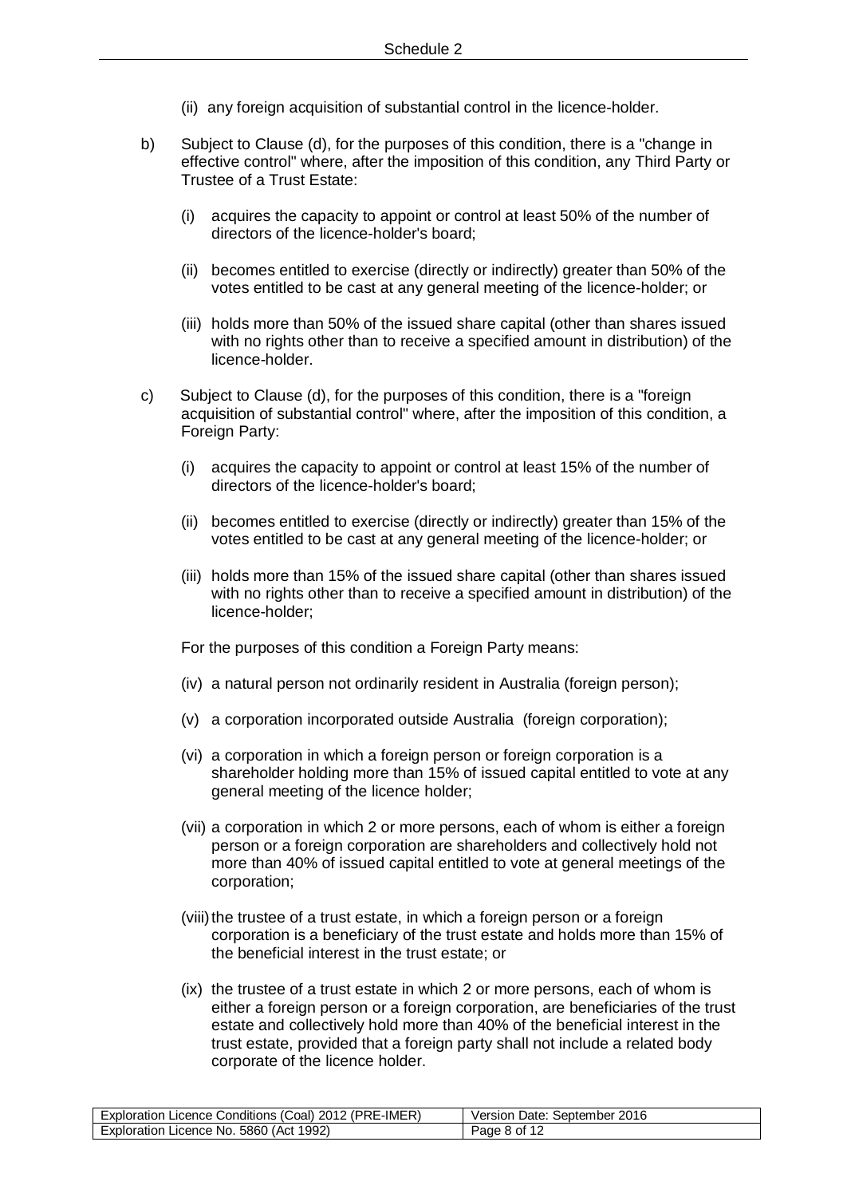(ii) any foreign acquisition of substantial control in the licence-holder.

b) Subject to Clause (d), for the purposes of this condition, there is a "change in effective control" where, after the imposition of this condition, any Third Party or Trustee of a Trust Estate:

(i) acquires the capacity to appoint or control at least 50% of the number of directors of the licence-holder's board;

(ii) becomes entitled to exercise (directly or indirectly) greater than 50% of the votes entitled to be cast at any general meeting of the licence-holder; or

(iii) holds more than 50% of the issued share capital (other than shares issued with no rights other than to receive a specified amount in distribution) of the licence-holder.

c) Subject to Clause (d), for the purposes of this condition, there is a "foreign acquisition of substantial control" where, after the imposition of this condition, a Foreign Party:

(i) acquires the capacity to appoint or control at least 15% of the number of directors of the licence-holder's board;

(ii) becomes entitled to exercise (directly or indirectly) greater than 15% of the votes entitled to be cast at any general meeting of the licence-holder; or

(iii) holds more than 15% of the issued share capital (other than shares issued with no rights other than to receive a specified amount in distribution) of the licence-holder;

For the purposes of this condition a Foreign Party means:

(iv) a natural person not ordinarily resident in Australia (foreign person);

(v) a corporation incorporated outside Australia (foreign corporation);

(vi) a corporation in which a foreign person or foreign corporation is a shareholder holding more than 15% of issued capital entitled to vote at any general meeting of the licence holder;

(vii) a corporation in which 2 or more persons, each of whom is either a foreign person or a foreign corporation are shareholders and collectively hold not more than 40% of issued capital entitled to vote at general meetings of the corporation;

(viii) the trustee of a trust estate, in which a foreign person or a foreign corporation is a beneficiary of the trust estate and holds more than 15% of the beneficial interest in the trust estate; or

(ix) the trustee of a trust estate in which 2 or more persons, each of whom is either a foreign person or a foreign corporation, are beneficiaries of the trust estate and collectively hold more than 40% of the beneficial interest in the trust estate, provided that a foreign party shall not include a related body corporate of the licence holder.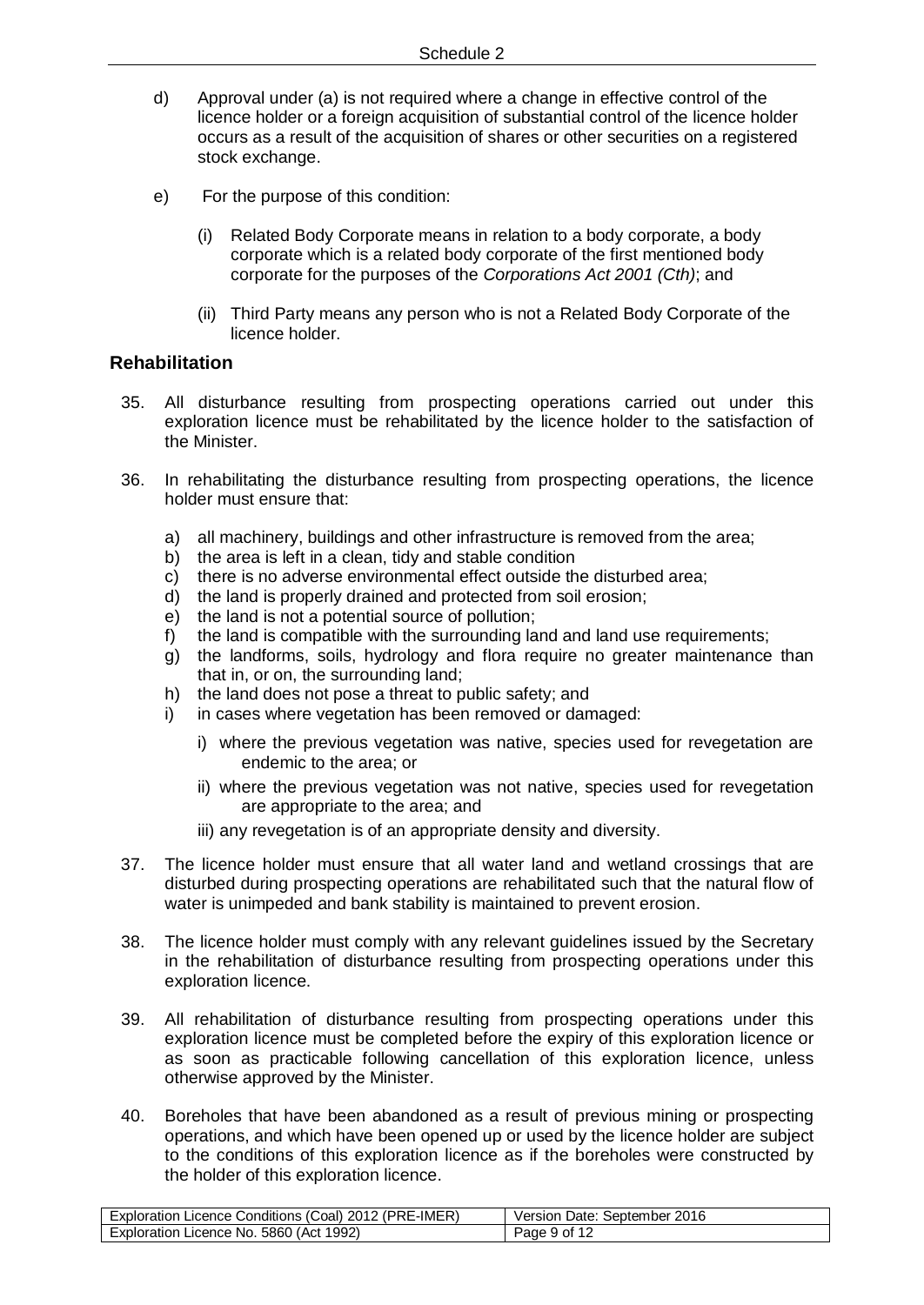d) Approval under (a) is not required where a change in effective control of the licence holder or a foreign acquisition of substantial control of the licence holder occurs as a result of the acquisition of shares or other securities on a registered stock exchange.

e) For the purpose of this condition:

   (i) Related Body Corporate means in relation to a body corporate, a body corporate which is a related body corporate of the first mentioned body corporate for the purposes of the *Corporations Act 2001 (Cth)*; and

   (ii) Third Party means any person who is not a Related Body Corporate of the licence holder.

## Rehabilitation

35. All disturbance resulting from prospecting operations carried out under this exploration licence must be rehabilitated by the licence holder to the satisfaction of the Minister.

36. In rehabilitating the disturbance resulting from prospecting operations, the licence holder must ensure that:

    a) all machinery, buildings and other infrastructure is removed from the area;
    b) the area is left in a clean, tidy and stable condition
    c) there is no adverse environmental effect outside the disturbed area;
    d) the land is properly drained and protected from soil erosion;
    e) the land is not a potential source of pollution;
    f) the land is compatible with the surrounding land and land use requirements;
    g) the landforms, soils, hydrology and flora require no greater maintenance than that in, or on, the surrounding land;
    h) the land does not pose a threat to public safety; and
    i) in cases where vegetation has been removed or damaged:

       i) where the previous vegetation was native, species used for revegetation are endemic to the area; or

       ii) where the previous vegetation was not native, species used for revegetation are appropriate to the area; and

       iii) any revegetation is of an appropriate density and diversity.

37. The licence holder must ensure that all water land and wetland crossings that are disturbed during prospecting operations are rehabilitated such that the natural flow of water is unimpeded and bank stability is maintained to prevent erosion.

38. The licence holder must comply with any relevant guidelines issued by the Secretary in the rehabilitation of disturbance resulting from prospecting operations under this exploration licence.

39. All rehabilitation of disturbance resulting from prospecting operations under this exploration licence must be completed before the expiry of this exploration licence or as soon as practicable following cancellation of this exploration licence, unless otherwise approved by the Minister.

40. Boreholes that have been abandoned as a result of previous mining or prospecting operations, and which have been opened up or used by the licence holder are subject to the conditions of this exploration licence as if the boreholes were constructed by the holder of this exploration licence.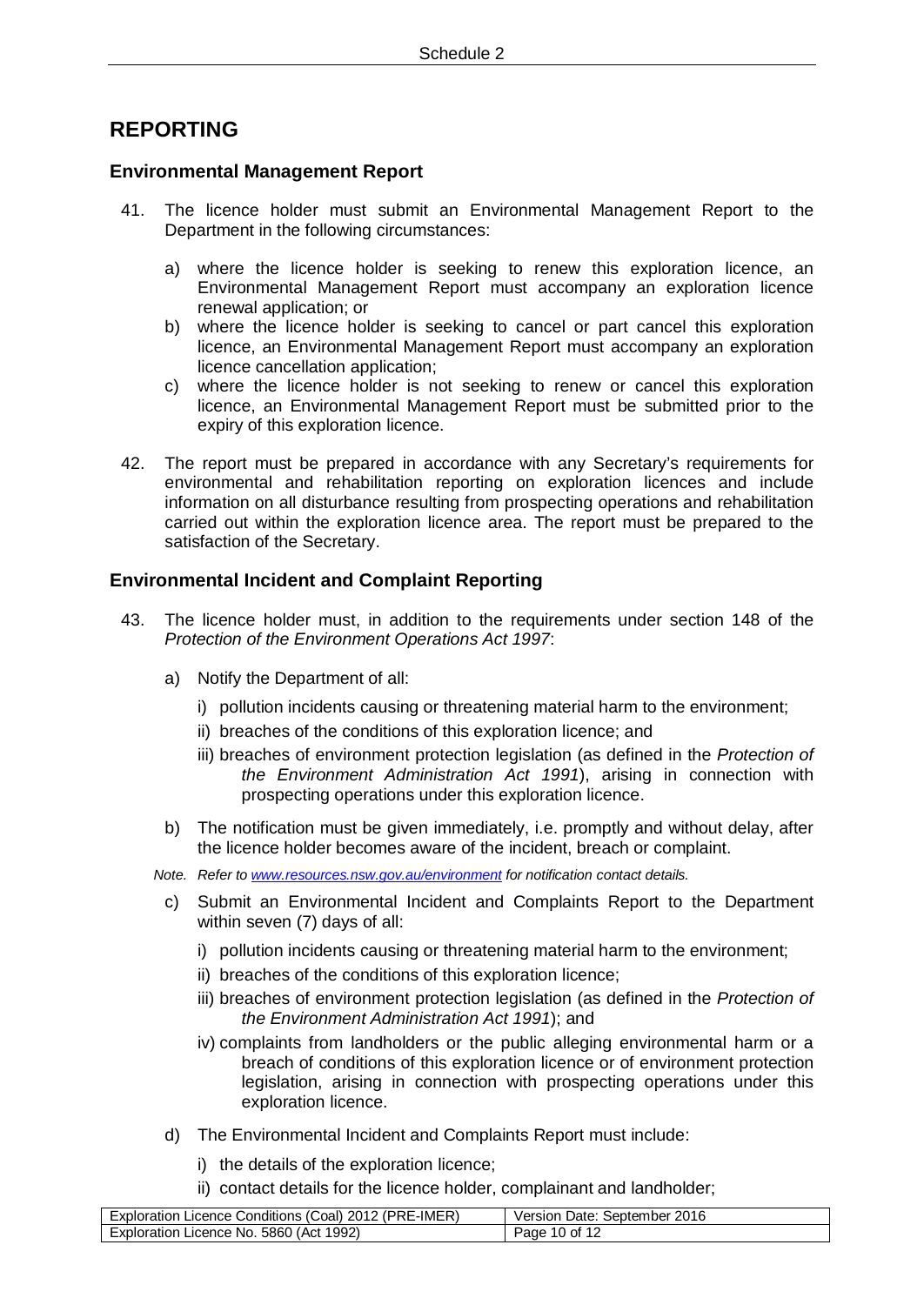## REPORTING

### Environmental Management Report

41. The licence holder must submit an Environmental Management Report to the Department in the following circumstances:

    a) where the licence holder is seeking to renew this exploration licence, an Environmental Management Report must accompany an exploration licence renewal application; or
    b) where the licence holder is seeking to cancel or part cancel this exploration licence, an Environmental Management Report must accompany an exploration licence cancellation application;
    c) where the licence holder is not seeking to renew or cancel this exploration licence, an Environmental Management Report must be submitted prior to the expiry of this exploration licence.

42. The report must be prepared in accordance with any Secretary's requirements for environmental and rehabilitation reporting on exploration licences and include information on all disturbance resulting from prospecting operations and rehabilitation carried out within the exploration licence area. The report must be prepared to the satisfaction of the Secretary.

### Environmental Incident and Complaint Reporting

43. The licence holder must, in addition to the requirements under section 148 of the *Protection of the Environment Operations Act 1997*:

    a) Notify the Department of all:

       i) pollution incidents causing or threatening material harm to the environment;
       ii) breaches of the conditions of this exploration licence; and
       iii) breaches of environment protection legislation (as defined in the *Protection of the Environment Administration Act 1991*), arising in connection with prospecting operations under this exploration licence.

    b) The notification must be given immediately, i.e. promptly and without delay, after the licence holder becomes aware of the incident, breach or complaint.

    *Note. Refer to [www.resources.nsw.gov.au/environment](www.resources.nsw.gov.au/environment) for notification contact details.*

    c) Submit an Environmental Incident and Complaints Report to the Department within seven (7) days of all:

       i) pollution incidents causing or threatening material harm to the environment;
       ii) breaches of the conditions of this exploration licence;
       iii) breaches of environment protection legislation (as defined in the *Protection of the Environment Administration Act 1991*); and
       iv) complaints from landholders or the public alleging environmental harm or a breach of conditions of this exploration licence or of environment protection legislation, arising in connection with prospecting operations under this exploration licence.

    d) The Environmental Incident and Complaints Report must include:

       i) the details of the exploration licence;
       ii) contact details for the licence holder, complainant and landholder;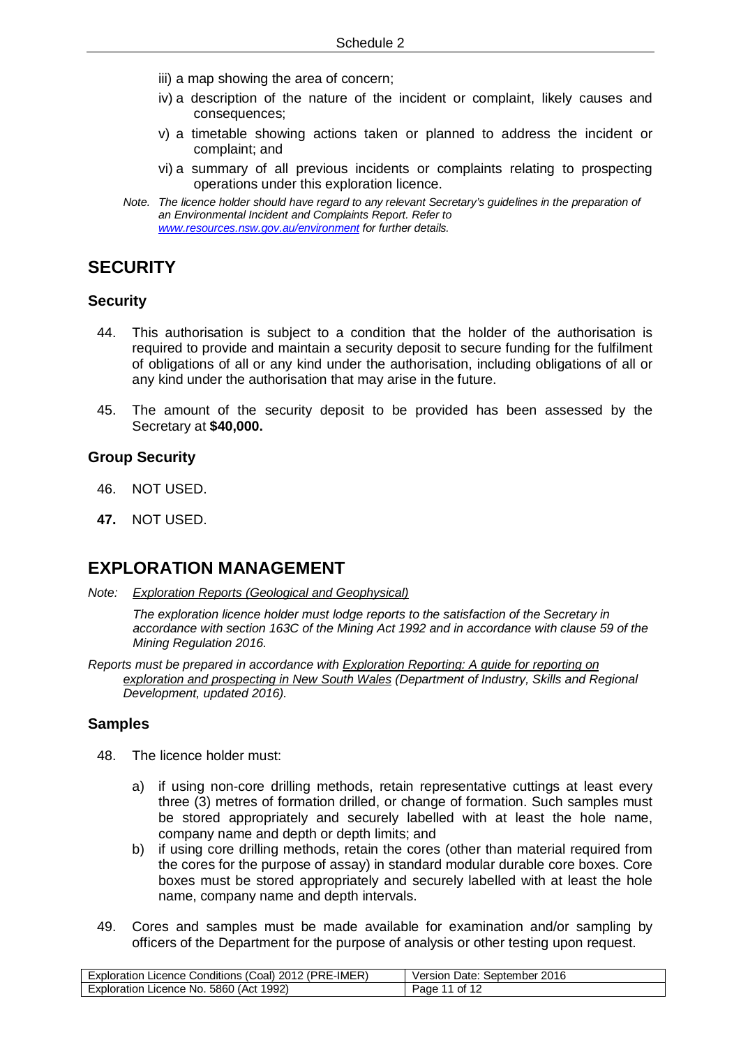iii) a map showing the area of concern;

iv) a description of the nature of the incident or complaint, likely causes and consequences;

v) a timetable showing actions taken or planned to address the incident or complaint; and

vi) a summary of all previous incidents or complaints relating to prospecting operations under this exploration licence.

*Note. The licence holder should have regard to any relevant Secretary's guidelines in the preparation of an Environmental Incident and Complaints Report. Refer to [www.resources.nsw.gov.au/environment](www.resources.nsw.gov.au/environment) for further details.*

# SECURITY

## Security

44. This authorisation is subject to a condition that the holder of the authorisation is required to provide and maintain a security deposit to secure funding for the fulfilment of obligations of all or any kind under the authorisation, including obligations of all or any kind under the authorisation that may arise in the future.

45. The amount of the security deposit to be provided has been assessed by the Secretary at **$40,000.**

## Group Security

46. NOT USED.

**47.** NOT USED.

# EXPLORATION MANAGEMENT

*Note: <u>Exploration Reports (Geological and Geophysical)</u>*

*The exploration licence holder must lodge reports to the satisfaction of the Secretary in accordance with section 163C of the Mining Act 1992 and in accordance with clause 59 of the Mining Regulation 2016.*

*Reports must be prepared in accordance with <u>Exploration Reporting: A guide for reporting on exploration and prospecting in New South Wales</u> (Department of Industry, Skills and Regional Development, updated 2016).*

## Samples

48. The licence holder must:

    a) if using non-core drilling methods, retain representative cuttings at least every three (3) metres of formation drilled, or change of formation. Such samples must be stored appropriately and securely labelled with at least the hole name, company name and depth or depth limits; and

    b) if using core drilling methods, retain the cores (other than material required from the cores for the purpose of assay) in standard modular durable core boxes. Core boxes must be stored appropriately and securely labelled with at least the hole name, company name and depth intervals.

49. Cores and samples must be made available for examination and/or sampling by officers of the Department for the purpose of analysis or other testing upon request.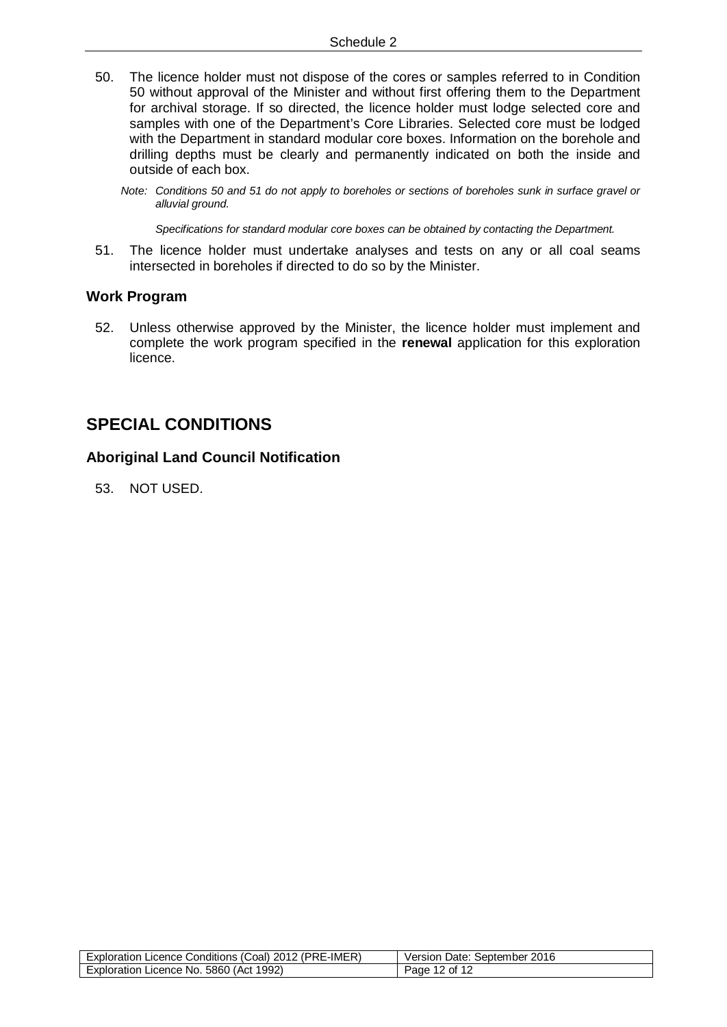50. The licence holder must not dispose of the cores or samples referred to in Condition 50 without approval of the Minister and without first offering them to the Department for archival storage. If so directed, the licence holder must lodge selected core and samples with one of the Department's Core Libraries. Selected core must be lodged with the Department in standard modular core boxes. Information on the borehole and drilling depths must be clearly and permanently indicated on both the inside and outside of each box.

   *Note: Conditions 50 and 51 do not apply to boreholes or sections of boreholes sunk in surface gravel or alluvial ground.*

   *Specifications for standard modular core boxes can be obtained by contacting the Department.*

51. The licence holder must undertake analyses and tests on any or all coal seams intersected in boreholes if directed to do so by the Minister.

### Work Program

52. Unless otherwise approved by the Minister, the licence holder must implement and complete the work program specified in the **renewal** application for this exploration licence.

## SPECIAL CONDITIONS

### Aboriginal Land Council Notification

53. NOT USED.